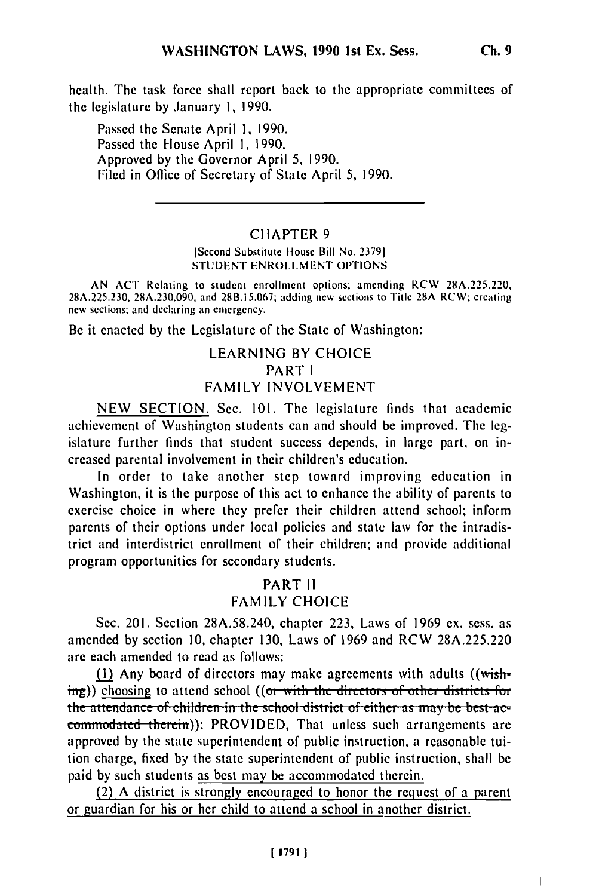health. The task force shall report back to the appropriate committees of the legislature by January 1, 1990.

Passed the Senate April 1, 1990.
Passed the House April 1, 1990.
Approved by the Governor April 5, 1990.
Filed in Office of Secretary of State April 5, 1990.

---

## CHAPTER 9

[Second Substitute House Bill No. 2379]
STUDENT ENROLLMENT OPTIONS

AN ACT Relating to student enrollment options; amending RCW 28A.225.220, 28A.225.230, 28A.230.090, and 28B.15.067; adding new sections to Title 28A RCW; creating new sections; and declaring an emergency.

Be it enacted by the Legislature of the State of Washington:

### LEARNING BY CHOICE
### PART I
### FAMILY INVOLVEMENT

NEW SECTION. Sec. 101. The legislature finds that academic achievement of Washington students can and should be improved. The legislature further finds that student success depends, in large part, on increased parental involvement in their children's education.

In order to take another step toward improving education in Washington, it is the purpose of this act to enhance the ability of parents to exercise choice in where they prefer their children attend school; inform parents of their options under local policies and state law for the intradistrict and interdistrict enrollment of their children; and provide additional program opportunities for secondary students.

### PART II
### FAMILY CHOICE

Sec. 201. Section 28A.58.240, chapter 223, Laws of 1969 ex. sess. as amended by section 10, chapter 130, Laws of 1969 and RCW 28A.225.220 are each amended to read as follows:

(1) Any board of directors may make agreements with adults ((~~wishing~~)) choosing to attend school ((~~or with the directors of other districts for the attendance of children in the school district of either as may be best accommodated therein~~)): PROVIDED, That unless such arrangements are approved by the state superintendent of public instruction, a reasonable tuition charge, fixed by the state superintendent of public instruction, shall be paid by such students as best may be accommodated therein.

(2) A district is strongly encouraged to honor the request of a parent or guardian for his or her child to attend a school in another district.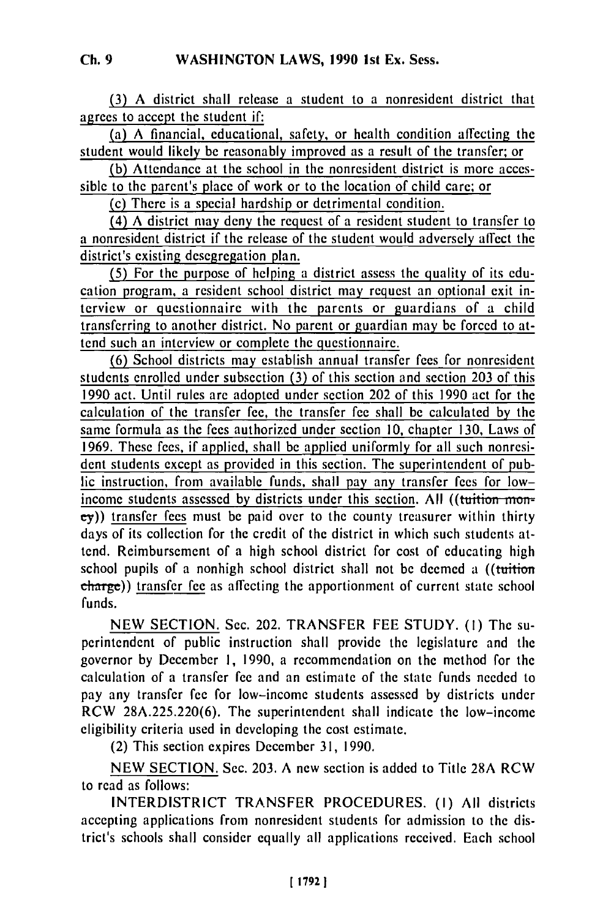(3) A district shall release a student to a nonresident district that agrees to accept the student if:

(a) A financial, educational, safety, or health condition affecting the student would likely be reasonably improved as a result of the transfer; or

(b) Attendance at the school in the nonresident district is more accessible to the parent's place of work or to the location of child care; or

(c) There is a special hardship or detrimental condition.

(4) A district may deny the request of a resident student to transfer to a nonresident district if the release of the student would adversely affect the district's existing desegregation plan.

(5) For the purpose of helping a district assess the quality of its education program, a resident school district may request an optional exit interview or questionnaire with the parents or guardians of a child transferring to another district. No parent or guardian may be forced to attend such an interview or complete the questionnaire.

(6) School districts may establish annual transfer fees for nonresident students enrolled under subsection (3) of this section and section 203 of this 1990 act. Until rules are adopted under section 202 of this 1990 act for the calculation of the transfer fee, the transfer fee shall be calculated by the same formula as the fees authorized under section 10, chapter 130, Laws of 1969. These fees, if applied, shall be applied uniformly for all such nonresident students except as provided in this section. The superintendent of public instruction, from available funds, shall pay any transfer fees for low-income students assessed by districts under this section. All ((~~tuition money~~)) transfer fees must be paid over to the county treasurer within thirty days of its collection for the credit of the district in which such students attend. Reimbursement of a high school district for cost of educating high school pupils of a nonhigh school district shall not be deemed a ((~~tuition charge~~)) transfer fee as affecting the apportionment of current state school funds.

NEW SECTION. Sec. 202. TRANSFER FEE STUDY. (1) The superintendent of public instruction shall provide the legislature and the governor by December 1, 1990, a recommendation on the method for the calculation of a transfer fee and an estimate of the state funds needed to pay any transfer fee for low-income students assessed by districts under RCW 28A.225.220(6). The superintendent shall indicate the low-income eligibility criteria used in developing the cost estimate.

(2) This section expires December 31, 1990.

NEW SECTION. Sec. 203. A new section is added to Title 28A RCW to read as follows:

INTERDISTRICT TRANSFER PROCEDURES. (1) All districts accepting applications from nonresident students for admission to the district's schools shall consider equally all applications received. Each school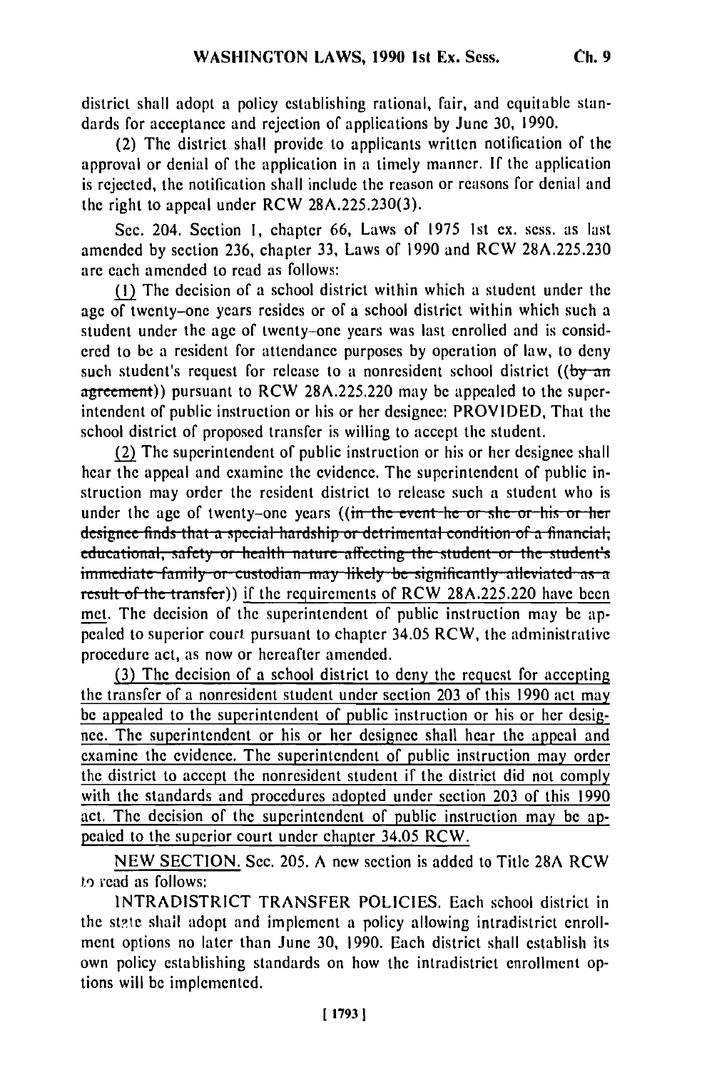district shall adopt a policy establishing rational, fair, and equitable standards for acceptance and rejection of applications by June 30, 1990.

(2) The district shall provide to applicants written notification of the approval or denial of the application in a timely manner. If the application is rejected, the notification shall include the reason or reasons for denial and the right to appeal under RCW 28A.225.230(3).

Sec. 204. Section 1, chapter 66, Laws of 1975 1st ex. sess. as last amended by section 236, chapter 33, Laws of 1990 and RCW 28A.225.230 are each amended to read as follows:

(1) The decision of a school district within which a student under the age of twenty-one years resides or of a school district within which such a student under the age of twenty-one years was last enrolled and is considered to be a resident for attendance purposes by operation of law, to deny such student's request for release to a nonresident school district ((~~by an agreement~~)) pursuant to RCW 28A.225.220 may be appealed to the superintendent of public instruction or his or her designee: PROVIDED, That the school district of proposed transfer is willing to accept the student.

(2) The superintendent of public instruction or his or her designee shall hear the appeal and examine the evidence. The superintendent of public instruction may order the resident district to release such a student who is under the age of twenty-one years ((~~in the event he or she or his or her designee finds that a special hardship or detrimental condition of a financial, educational, safety or health nature affecting the student or the student's immediate family or custodian may likely be significantly alleviated as a result of the transfer~~)) if the requirements of RCW 28A.225.220 have been met. The decision of the superintendent of public instruction may be appealed to superior court pursuant to chapter 34.05 RCW, the administrative procedure act, as now or hereafter amended.

(3) The decision of a school district to deny the request for accepting the transfer of a nonresident student under section 203 of this 1990 act may be appealed to the superintendent of public instruction or his or her designee. The superintendent or his or her designee shall hear the appeal and examine the evidence. The superintendent of public instruction may order the district to accept the nonresident student if the district did not comply with the standards and procedures adopted under section 203 of this 1990 act. The decision of the superintendent of public instruction may be appealed to the superior court under chapter 34.05 RCW.

NEW SECTION. Sec. 205. A new section is added to Title 28A RCW to read as follows:

INTRADISTRICT TRANSFER POLICIES. Each school district in the state shall adopt and implement a policy allowing intradistrict enrollment options no later than June 30, 1990. Each district shall establish its own policy establishing standards on how the intradistrict enrollment options will be implemented.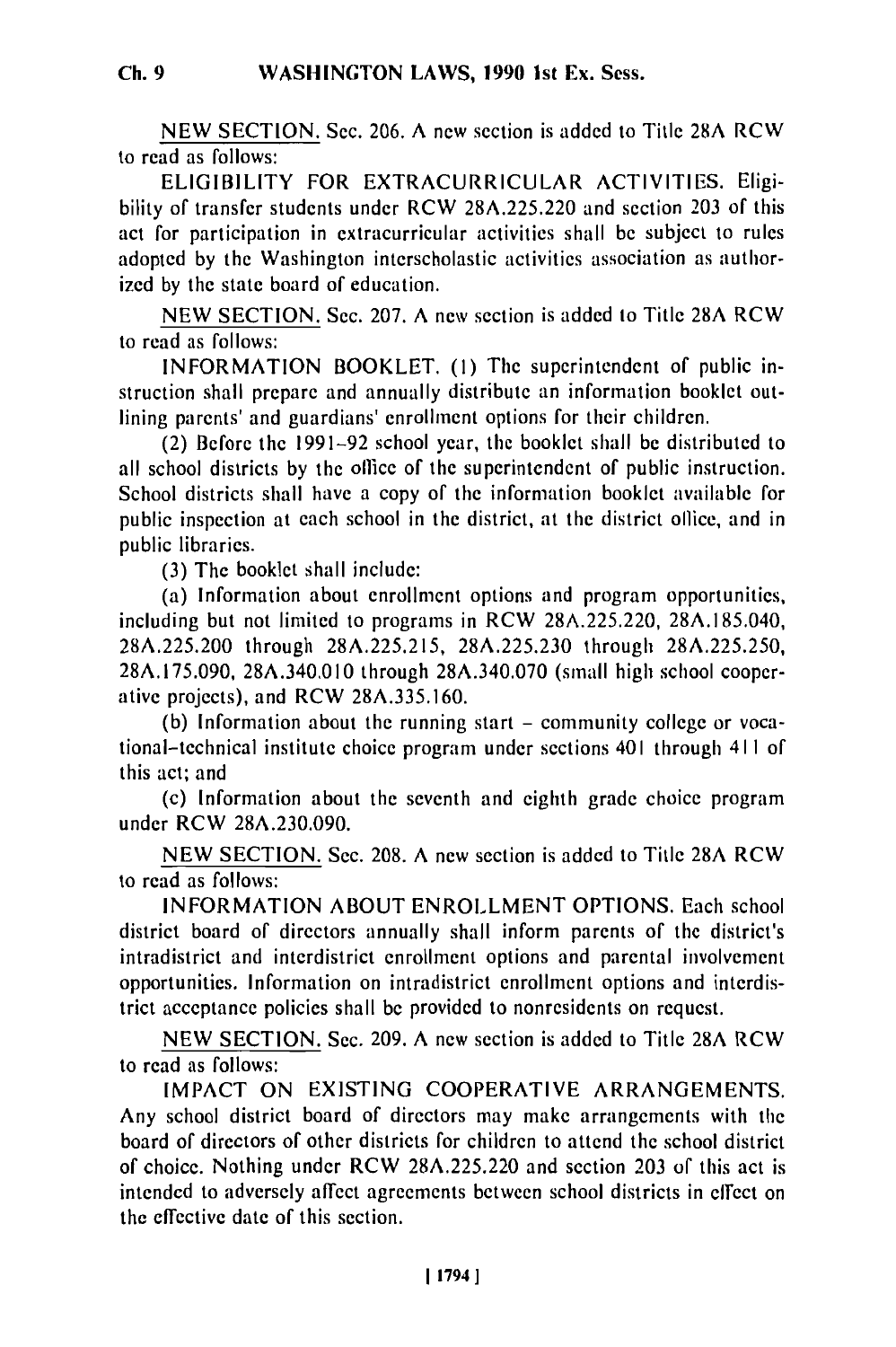NEW SECTION. Sec. 206. A new section is added to Title 28A RCW to read as follows:

ELIGIBILITY FOR EXTRACURRICULAR ACTIVITIES. Eligibility of transfer students under RCW 28A.225.220 and section 203 of this act for participation in extracurricular activities shall be subject to rules adopted by the Washington interscholastic activities association as authorized by the state board of education.

NEW SECTION. Sec. 207. A new section is added to Title 28A RCW to read as follows:

INFORMATION BOOKLET. (1) The superintendent of public instruction shall prepare and annually distribute an information booklet outlining parents' and guardians' enrollment options for their children.

(2) Before the 1991-92 school year, the booklet shall be distributed to all school districts by the office of the superintendent of public instruction. School districts shall have a copy of the information booklet available for public inspection at each school in the district, at the district office, and in public libraries.

(3) The booklet shall include:

(a) Information about enrollment options and program opportunities, including but not limited to programs in RCW 28A.225.220, 28A.185.040, 28A.225.200 through 28A.225.215, 28A.225.230 through 28A.225.250, 28A.175.090, 28A.340.010 through 28A.340.070 (small high school cooperative projects), and RCW 28A.335.160.

(b) Information about the running start – community college or vocational-technical institute choice program under sections 401 through 411 of this act; and

(c) Information about the seventh and eighth grade choice program under RCW 28A.230.090.

NEW SECTION. Sec. 208. A new section is added to Title 28A RCW to read as follows:

INFORMATION ABOUT ENROLLMENT OPTIONS. Each school district board of directors annually shall inform parents of the district's intradistrict and interdistrict enrollment options and parental involvement opportunities. Information on intradistrict enrollment options and interdistrict acceptance policies shall be provided to nonresidents on request.

NEW SECTION. Sec. 209. A new section is added to Title 28A RCW to read as follows:

IMPACT ON EXISTING COOPERATIVE ARRANGEMENTS. Any school district board of directors may make arrangements with the board of directors of other districts for children to attend the school district of choice. Nothing under RCW 28A.225.220 and section 203 of this act is intended to adversely affect agreements between school districts in effect on the effective date of this section.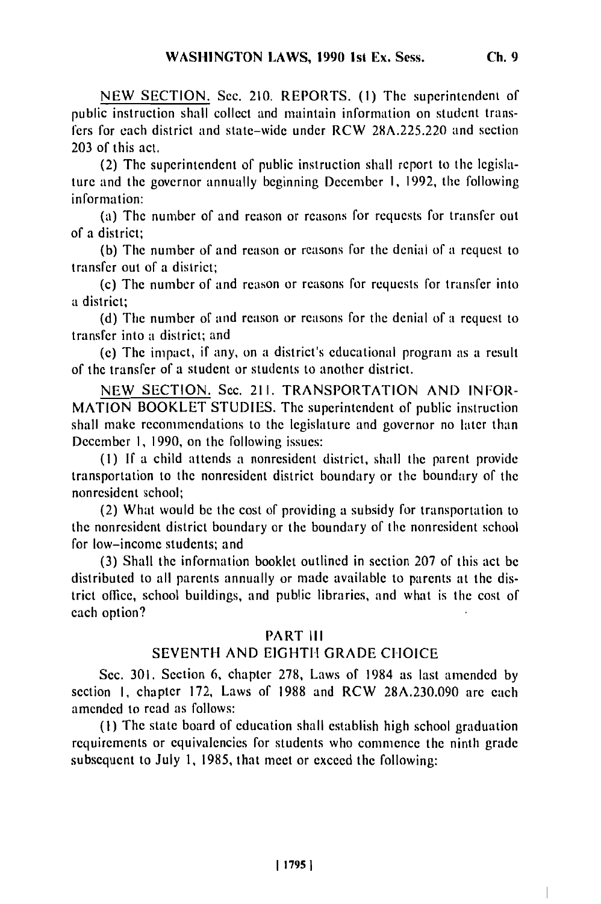NEW SECTION. Sec. 210. REPORTS. (1) The superintendent of public instruction shall collect and maintain information on student transfers for each district and state-wide under RCW 28A.225.220 and section 203 of this act.

(2) The superintendent of public instruction shall report to the legislature and the governor annually beginning December 1, 1992, the following information:

(a) The number of and reason or reasons for requests for transfer out of a district;

(b) The number of and reason or reasons for the denial of a request to transfer out of a district;

(c) The number of and reason or reasons for requests for transfer into a district;

(d) The number of and reason or reasons for the denial of a request to transfer into a district; and

(e) The impact, if any, on a district's educational program as a result of the transfer of a student or students to another district.

NEW SECTION. Sec. 211. TRANSPORTATION AND INFORMATION BOOKLET STUDIES. The superintendent of public instruction shall make recommendations to the legislature and governor no later than December 1, 1990, on the following issues:

(1) If a child attends a nonresident district, shall the parent provide transportation to the nonresident district boundary or the boundary of the nonresident school;

(2) What would be the cost of providing a subsidy for transportation to the nonresident district boundary or the boundary of the nonresident school for low-income students; and

(3) Shall the information booklet outlined in section 207 of this act be distributed to all parents annually or made available to parents at the district office, school buildings, and public libraries, and what is the cost of each option?

## PART III
## SEVENTH AND EIGHTH GRADE CHOICE

Sec. 301. Section 6, chapter 278, Laws of 1984 as last amended by section 1, chapter 172, Laws of 1988 and RCW 28A.230.090 are each amended to read as follows:

(1) The state board of education shall establish high school graduation requirements or equivalencies for students who commence the ninth grade subsequent to July 1, 1985, that meet or exceed the following: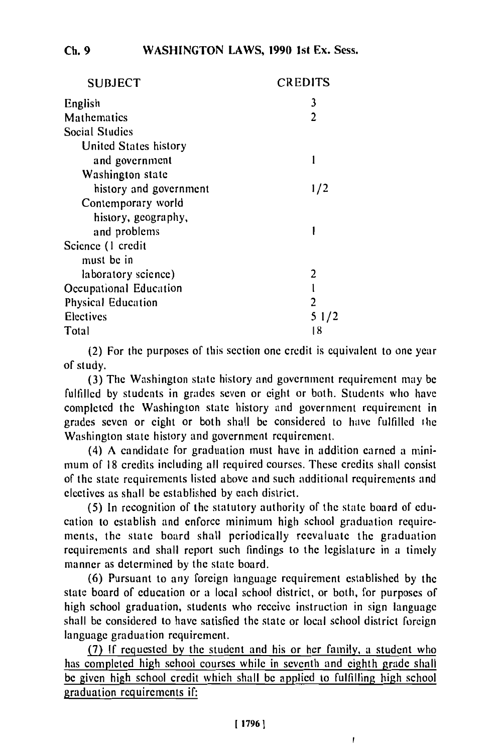| SUBJECT | CREDITS |
|---|---|
| English | 3 |
| Mathematics | 2 |
| Social Studies | |
| United States history and government | 1 |
| Washington state history and government | 1/2 |
| Contemporary world history, geography, and problems | 1 |
| Science (1 credit must be in laboratory science) | 2 |
| Occupational Education | 1 |
| Physical Education | 2 |
| Electives | 5 1/2 |
| Total | 18 |

(2) For the purposes of this section one credit is equivalent to one year of study.

(3) The Washington state history and government requirement may be fulfilled by students in grades seven or eight or both. Students who have completed the Washington state history and government requirement in grades seven or eight or both shall be considered to have fulfilled the Washington state history and government requirement.

(4) A candidate for graduation must have in addition earned a minimum of 18 credits including all required courses. These credits shall consist of the state requirements listed above and such additional requirements and electives as shall be established by each district.

(5) In recognition of the statutory authority of the state board of education to establish and enforce minimum high school graduation requirements, the state board shall periodically reevaluate the graduation requirements and shall report such findings to the legislature in a timely manner as determined by the state board.

(6) Pursuant to any foreign language requirement established by the state board of education or a local school district, or both, for purposes of high school graduation, students who receive instruction in sign language shall be considered to have satisfied the state or local school district foreign language graduation requirement.

<u>(7) If requested by the student and his or her family, a student who has completed high school courses while in seventh and eighth grade shall be given high school credit which shall be applied to fulfilling high school graduation requirements if:</u>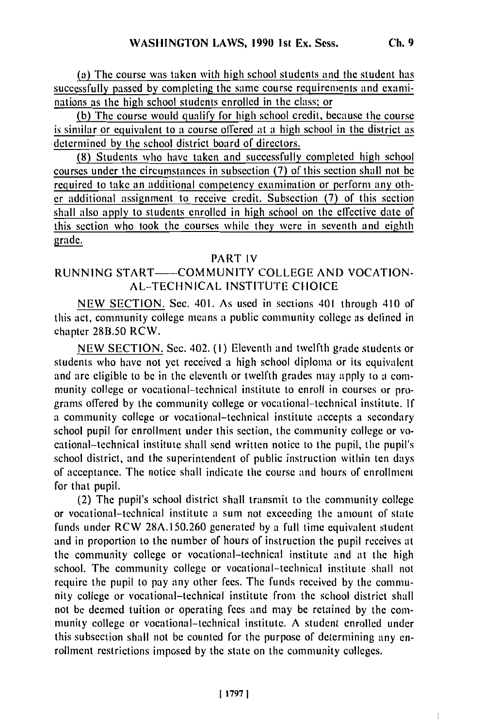(a) The course was taken with high school students and the student has successfully passed by completing the same course requirements and examinations as the high school students enrolled in the class; or

(b) The course would qualify for high school credit, because the course is similar or equivalent to a course offered at a high school in the district as determined by the school district board of directors.

(8) Students who have taken and successfully completed high school courses under the circumstances in subsection (7) of this section shall not be required to take an additional competency examination or perform any other additional assignment to receive credit. Subsection (7) of this section shall also apply to students enrolled in high school on the effective date of this section who took the courses while they were in seventh and eighth grade.

## PART IV

## RUNNING START——COMMUNITY COLLEGE AND VOCATIONAL-TECHNICAL INSTITUTE CHOICE

NEW SECTION. Sec. 401. As used in sections 401 through 410 of this act, community college means a public community college as defined in chapter 28B.50 RCW.

NEW SECTION. Sec. 402. (1) Eleventh and twelfth grade students or students who have not yet received a high school diploma or its equivalent and are eligible to be in the eleventh or twelfth grades may apply to a community college or vocational-technical institute to enroll in courses or programs offered by the community college or vocational-technical institute. If a community college or vocational-technical institute accepts a secondary school pupil for enrollment under this section, the community college or vocational-technical institute shall send written notice to the pupil, the pupil's school district, and the superintendent of public instruction within ten days of acceptance. The notice shall indicate the course and hours of enrollment for that pupil.

(2) The pupil's school district shall transmit to the community college or vocational-technical institute a sum not exceeding the amount of state funds under RCW 28A.150.260 generated by a full time equivalent student and in proportion to the number of hours of instruction the pupil receives at the community college or vocational-technical institute and at the high school. The community college or vocational-technical institute shall not require the pupil to pay any other fees. The funds received by the community college or vocational-technical institute from the school district shall not be deemed tuition or operating fees and may be retained by the community college or vocational-technical institute. A student enrolled under this subsection shall not be counted for the purpose of determining any enrollment restrictions imposed by the state on the community colleges.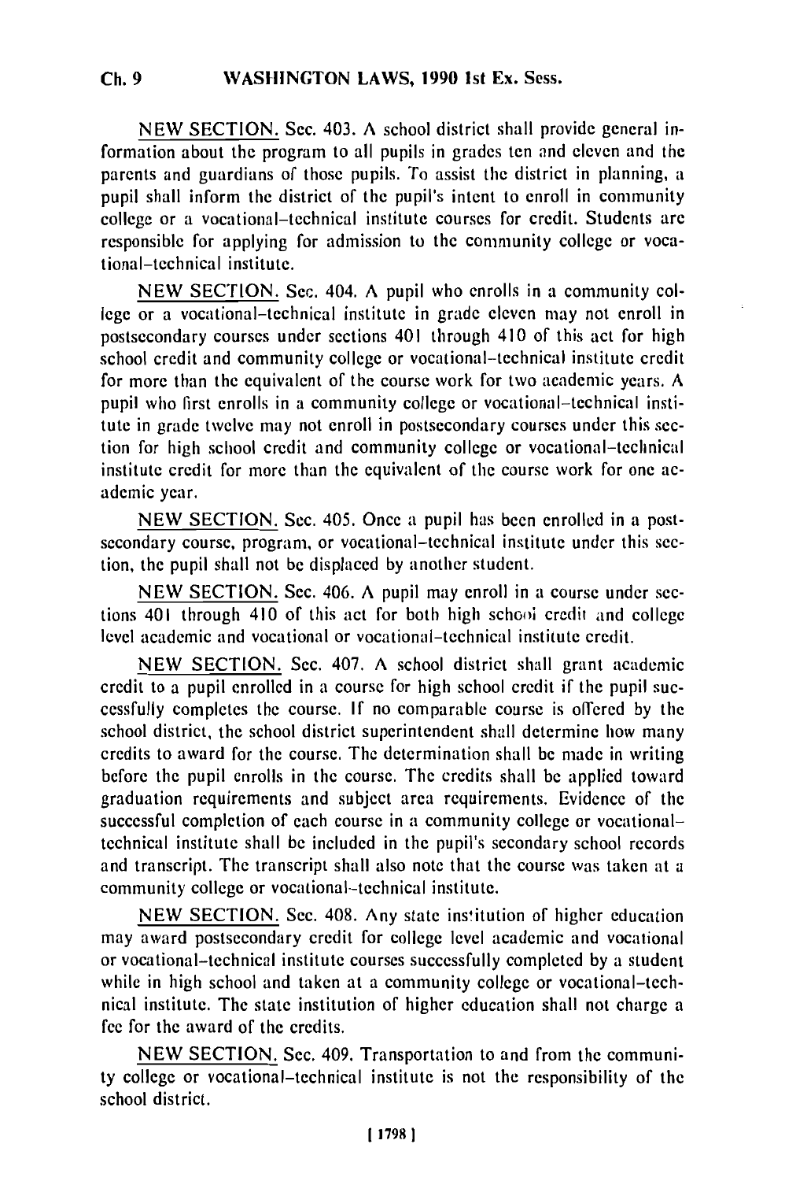NEW SECTION. Sec. 403. A school district shall provide general information about the program to all pupils in grades ten and eleven and the parents and guardians of those pupils. To assist the district in planning, a pupil shall inform the district of the pupil's intent to enroll in community college or a vocational-technical institute courses for credit. Students are responsible for applying for admission to the community college or vocational-technical institute.

NEW SECTION. Sec. 404. A pupil who enrolls in a community college or a vocational-technical institute in grade eleven may not enroll in postsecondary courses under sections 401 through 410 of this act for high school credit and community college or vocational-technical institute credit for more than the equivalent of the course work for two academic years. A pupil who first enrolls in a community college or vocational-technical institute in grade twelve may not enroll in postsecondary courses under this section for high school credit and community college or vocational-technical institute credit for more than the equivalent of the course work for one academic year.

NEW SECTION. Sec. 405. Once a pupil has been enrolled in a postsecondary course, program, or vocational-technical institute under this section, the pupil shall not be displaced by another student.

NEW SECTION. Sec. 406. A pupil may enroll in a course under sections 401 through 410 of this act for both high school credit and college level academic and vocational or vocational-technical institute credit.

NEW SECTION. Sec. 407. A school district shall grant academic credit to a pupil enrolled in a course for high school credit if the pupil successfully completes the course. If no comparable course is offered by the school district, the school district superintendent shall determine how many credits to award for the course. The determination shall be made in writing before the pupil enrolls in the course. The credits shall be applied toward graduation requirements and subject area requirements. Evidence of the successful completion of each course in a community college or vocational-technical institute shall be included in the pupil's secondary school records and transcript. The transcript shall also note that the course was taken at a community college or vocational-technical institute.

NEW SECTION. Sec. 408. Any state institution of higher education may award postsecondary credit for college level academic and vocational or vocational-technical institute courses successfully completed by a student while in high school and taken at a community college or vocational-technical institute. The state institution of higher education shall not charge a fee for the award of the credits.

NEW SECTION. Sec. 409. Transportation to and from the community college or vocational-technical institute is not the responsibility of the school district.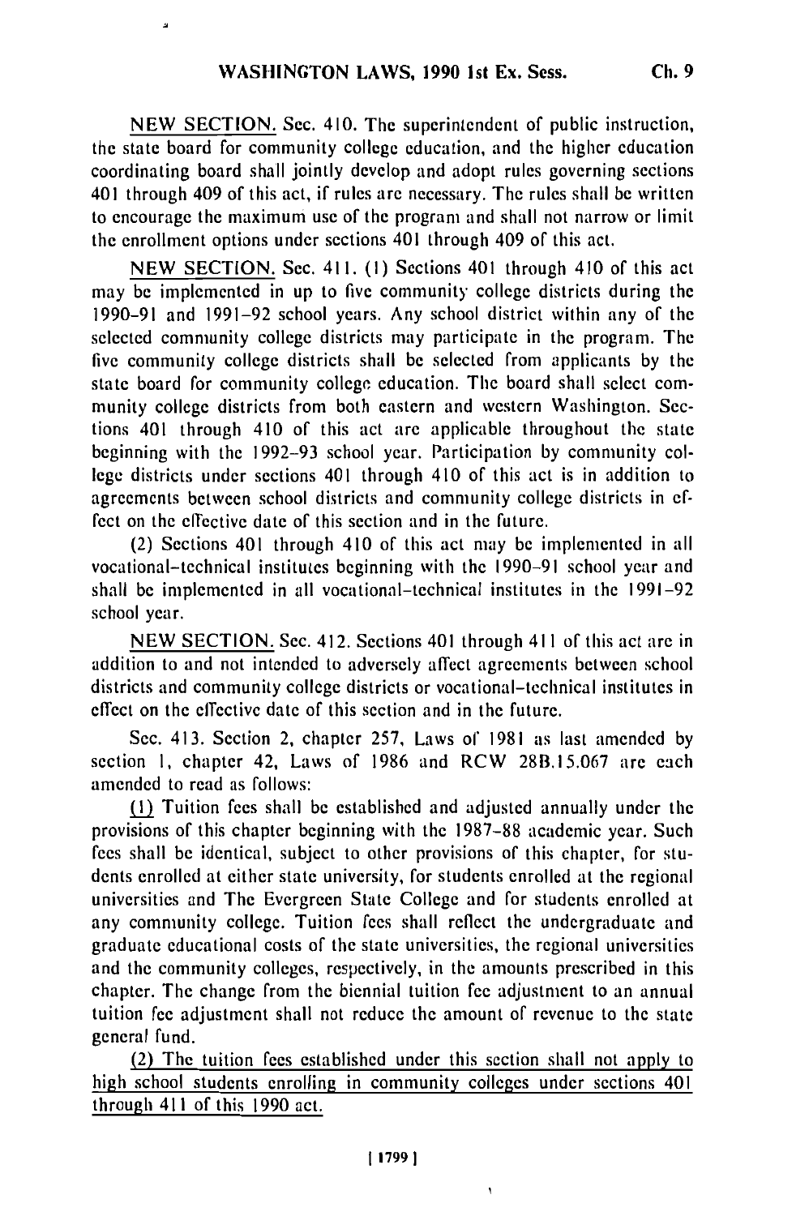NEW SECTION. Sec. 410. The superintendent of public instruction, the state board for community college education, and the higher education coordinating board shall jointly develop and adopt rules governing sections 401 through 409 of this act, if rules are necessary. The rules shall be written to encourage the maximum use of the program and shall not narrow or limit the enrollment options under sections 401 through 409 of this act.

NEW SECTION. Sec. 411. (1) Sections 401 through 410 of this act may be implemented in up to five community college districts during the 1990-91 and 1991-92 school years. Any school district within any of the selected community college districts may participate in the program. The five community college districts shall be selected from applicants by the state board for community college education. The board shall select community college districts from both eastern and western Washington. Sections 401 through 410 of this act are applicable throughout the state beginning with the 1992-93 school year. Participation by community college districts under sections 401 through 410 of this act is in addition to agreements between school districts and community college districts in effect on the effective date of this section and in the future.

(2) Sections 401 through 410 of this act may be implemented in all vocational-technical institutes beginning with the 1990-91 school year and shall be implemented in all vocational-technical institutes in the 1991-92 school year.

NEW SECTION. Sec. 412. Sections 401 through 411 of this act are in addition to and not intended to adversely affect agreements between school districts and community college districts or vocational-technical institutes in effect on the effective date of this section and in the future.

Sec. 413. Section 2, chapter 257, Laws of 1981 as last amended by section 1, chapter 42, Laws of 1986 and RCW 28B.15.067 are each amended to read as follows:

(1) Tuition fees shall be established and adjusted annually under the provisions of this chapter beginning with the 1987-88 academic year. Such fees shall be identical, subject to other provisions of this chapter, for students enrolled at either state university, for students enrolled at the regional universities and The Evergreen State College and for students enrolled at any community college. Tuition fees shall reflect the undergraduate and graduate educational costs of the state universities, the regional universities and the community colleges, respectively, in the amounts prescribed in this chapter. The change from the biennial tuition fee adjustment to an annual tuition fee adjustment shall not reduce the amount of revenue to the state general fund.

(2) The tuition fees established under this section shall not apply to high school students enrolling in community colleges under sections 401 through 411 of this 1990 act.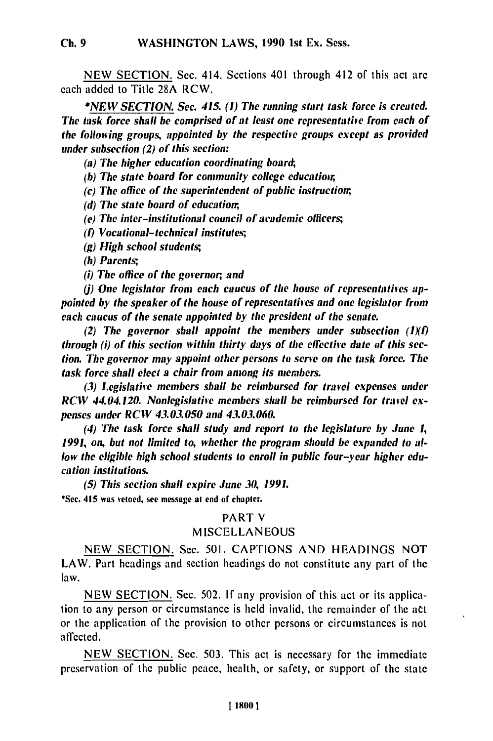NEW SECTION. Sec. 414. Sections 401 through 412 of this act are each added to Title 28A RCW.

*\*NEW SECTION. Sec. 415. (1) The running start task force is created. The task force shall be comprised of at least one representative from each of the following groups, appointed by the respective groups except as provided under subsection (2) of this section:*

*(a) The higher education coordinating board;*

*(b) The state board for community college education;*

*(c) The office of the superintendent of public instruction;*

*(d) The state board of education;*

*(e) The inter-institutional council of academic officers;*

*(f) Vocational-technical institutes;*

*(g) High school students;*

*(h) Parents;*

*(i) The office of the governor; and*

*(j) One legislator from each caucus of the house of representatives appointed by the speaker of the house of representatives and one legislator from each caucus of the senate appointed by the president of the senate.*

*(2) The governor shall appoint the members under subsection (1)(f) through (i) of this section within thirty days of the effective date of this section. The governor may appoint other persons to serve on the task force. The task force shall elect a chair from among its members.*

*(3) Legislative members shall be reimbursed for travel expenses under RCW 44.04.120. Nonlegislative members shall be reimbursed for travel expenses under RCW 43.03.050 and 43.03.060.*

*(4) The task force shall study and report to the legislature by June 1, 1991, on, but not limited to, whether the program should be expanded to allow the eligible high school students to enroll in public four-year higher education institutions.*

*(5) This section shall expire June 30, 1991.*

\*Sec. 415 was vetoed, see message at end of chapter.

## PART V
## MISCELLANEOUS

NEW SECTION. Sec. 501. CAPTIONS AND HEADINGS NOT LAW. Part headings and section headings do not constitute any part of the law.

NEW SECTION. Sec. 502. If any provision of this act or its application to any person or circumstance is held invalid, the remainder of the act or the application of the provision to other persons or circumstances is not affected.

NEW SECTION. Sec. 503. This act is necessary for the immediate preservation of the public peace, health, or safety, or support of the state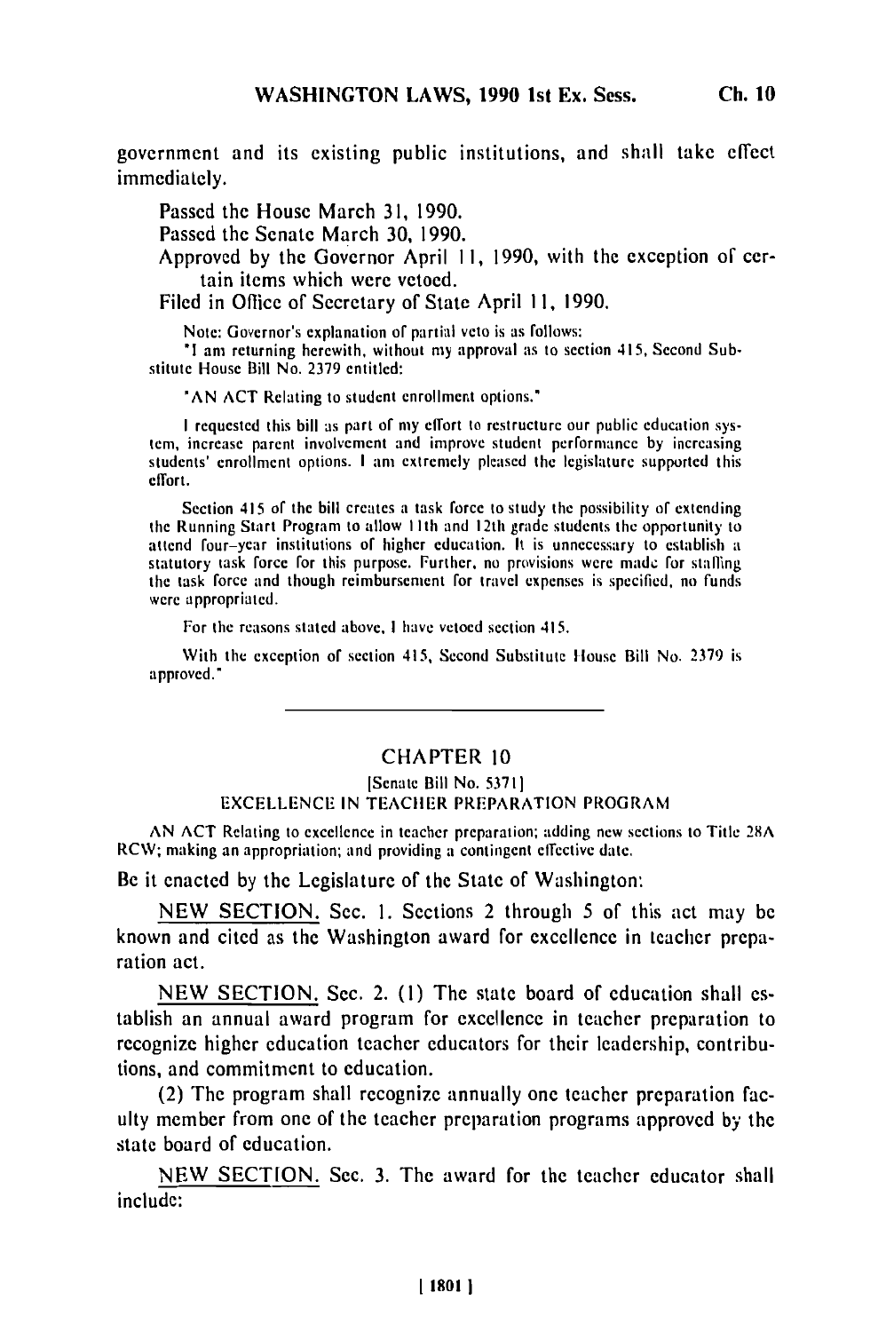government and its existing public institutions, and shall take effect immediately.

Passed the House March 31, 1990.
Passed the Senate March 30, 1990.
Approved by the Governor April 11, 1990, with the exception of certain items which were vetoed.
Filed in Office of Secretary of State April 11, 1990.

Note: Governor's explanation of partial veto is as follows:

"I am returning herewith, without my approval as to section 415, Second Substitute House Bill No. 2379 entitled:

"AN ACT Relating to student enrollment options."

I requested this bill as part of my effort to restructure our public education system, increase parent involvement and improve student performance by increasing students' enrollment options. I am extremely pleased the legislature supported this effort.

Section 415 of the bill creates a task force to study the possibility of extending the Running Start Program to allow 11th and 12th grade students the opportunity to attend four-year institutions of higher education. It is unnecessary to establish a statutory task force for this purpose. Further, no provisions were made for staffing the task force and though reimbursement for travel expenses is specified, no funds were appropriated.

For the reasons stated above, I have vetoed section 415.

With the exception of section 415, Second Substitute House Bill No. 2379 is approved."

---

## CHAPTER 10

[Senate Bill No. 5371]

EXCELLENCE IN TEACHER PREPARATION PROGRAM

AN ACT Relating to excellence in teacher preparation; adding new sections to Title 28A RCW; making an appropriation; and providing a contingent effective date.

Be it enacted by the Legislature of the State of Washington:

NEW SECTION. Sec. 1. Sections 2 through 5 of this act may be known and cited as the Washington award for excellence in teacher preparation act.

NEW SECTION. Sec. 2. (1) The state board of education shall establish an annual award program for excellence in teacher preparation to recognize higher education teacher educators for their leadership, contributions, and commitment to education.

(2) The program shall recognize annually one teacher preparation faculty member from one of the teacher preparation programs approved by the state board of education.

NEW SECTION. Sec. 3. The award for the teacher educator shall include: